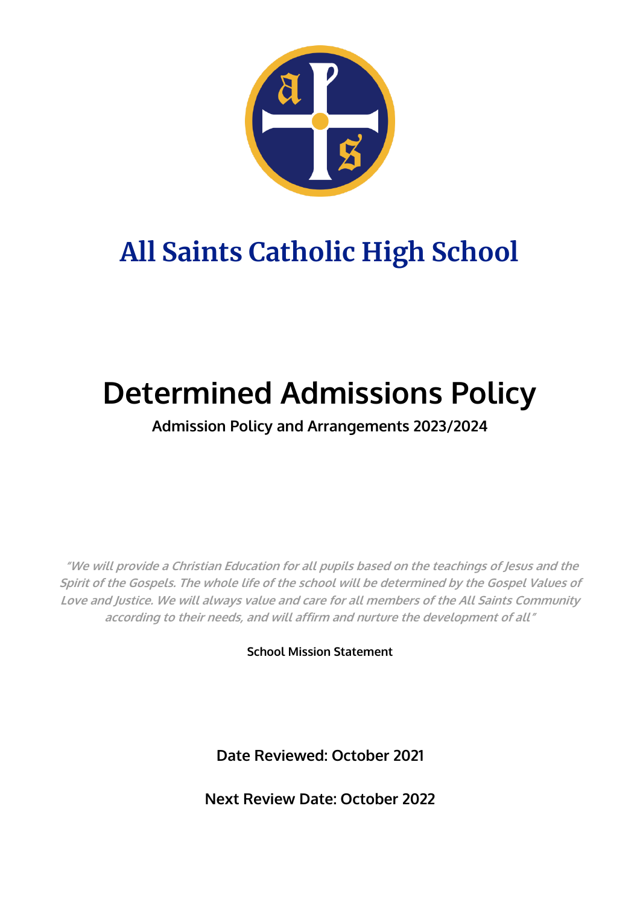# All Saints Catholic High School

# Determined Admissions Policy

**Admission Policy and Arrangements 2023/2024**

*"We will provide a Christian Education for all pupils based on the teachings of Jesus and the Spirit of the Gospels. The whole life of the school will be determined by the Gospel Values of Love and Justice. We will always value and care for all members of the All Saints Community according to their needs, and will affirm and nurture the development of all"*

**School Mission Statement**

**Date Reviewed: October 2021**

**Next Review Date: October 2022**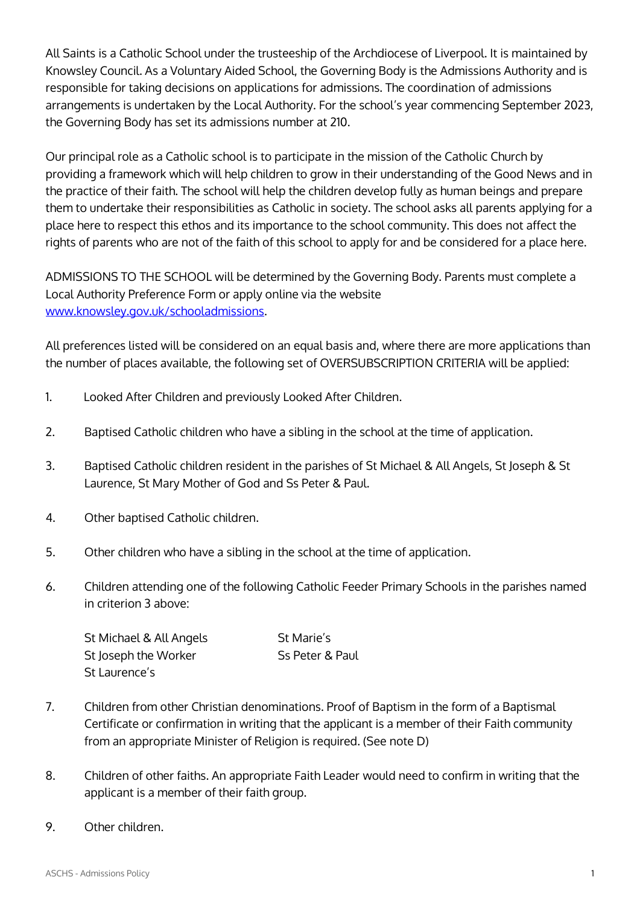All Saints is a Catholic School under the trusteeship of the Archdiocese of Liverpool. It is maintained by Knowsley Council. As a Voluntary Aided School, the Governing Body is the Admissions Authority and is responsible for taking decisions on applications for admissions. The coordination of admissions arrangements is undertaken by the Local Authority. For the school's year commencing September 2023, the Governing Body has set its admissions number at 210.

Our principal role as a Catholic school is to participate in the mission of the Catholic Church by providing a framework which will help children to grow in their understanding of the Good News and in the practice of their faith. The school will help the children develop fully as human beings and prepare them to undertake their responsibilities as Catholic in society. The school asks all parents applying for a place here to respect this ethos and its importance to the school community. This does not affect the rights of parents who are not of the faith of this school to apply for and be considered for a place here.

ADMISSIONS TO THE SCHOOL will be determined by the Governing Body. Parents must complete a Local Authority Preference Form or apply online via the website [www.knowsley.gov.uk/schooladmissions](www.knowsley.gov.uk/schooladmissions).

All preferences listed will be considered on an equal basis and, where there are more applications than the number of places available, the following set of OVERSUBSCRIPTION CRITERIA will be applied:

1. Looked After Children and previously Looked After Children.

2. Baptised Catholic children who have a sibling in the school at the time of application.

3. Baptised Catholic children resident in the parishes of St Michael & All Angels, St Joseph & St Laurence, St Mary Mother of God and Ss Peter & Paul.

4. Other baptised Catholic children.

5. Other children who have a sibling in the school at the time of application.

6. Children attending one of the following Catholic Feeder Primary Schools in the parishes named in criterion 3 above:

   St Michael & All Angels
   St Joseph the Worker
   St Laurence's
   St Marie's
   Ss Peter & Paul

7. Children from other Christian denominations. Proof of Baptism in the form of a Baptismal Certificate or confirmation in writing that the applicant is a member of their Faith community from an appropriate Minister of Religion is required. (See note D)

8. Children of other faiths. An appropriate Faith Leader would need to confirm in writing that the applicant is a member of their faith group.

9. Other children.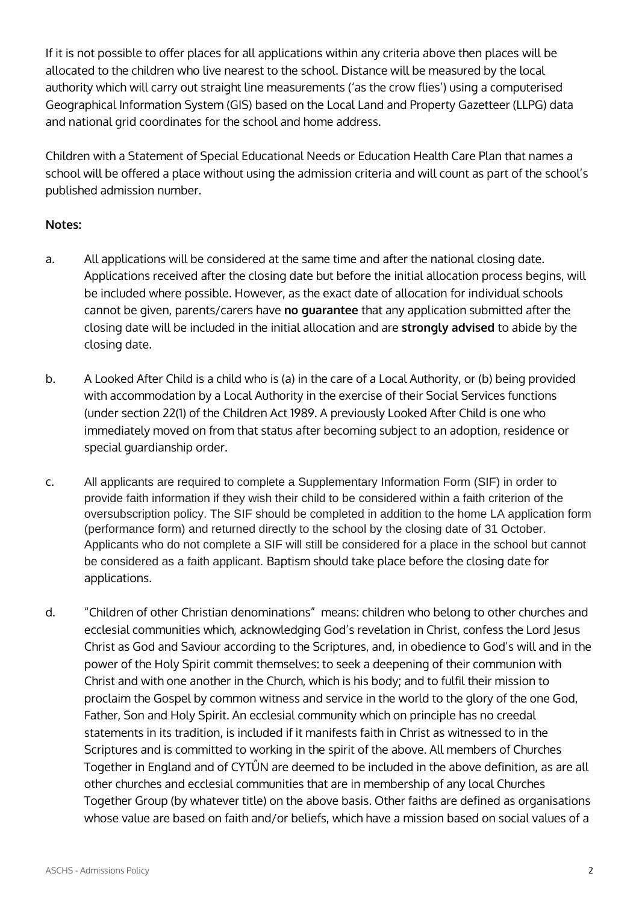If it is not possible to offer places for all applications within any criteria above then places will be allocated to the children who live nearest to the school. Distance will be measured by the local authority which will carry out straight line measurements ('as the crow flies') using a computerised Geographical Information System (GIS) based on the Local Land and Property Gazetteer (LLPG) data and national grid coordinates for the school and home address.

Children with a Statement of Special Educational Needs or Education Health Care Plan that names a school will be offered a place without using the admission criteria and will count as part of the school's published admission number.

**Notes:**

a. All applications will be considered at the same time and after the national closing date. Applications received after the closing date but before the initial allocation process begins, will be included where possible. However, as the exact date of allocation for individual schools cannot be given, parents/carers have **no guarantee** that any application submitted after the closing date will be included in the initial allocation and are **strongly advised** to abide by the closing date.

b. A Looked After Child is a child who is (a) in the care of a Local Authority, or (b) being provided with accommodation by a Local Authority in the exercise of their Social Services functions (under section 22(1) of the Children Act 1989. A previously Looked After Child is one who immediately moved on from that status after becoming subject to an adoption, residence or special guardianship order.

c. All applicants are required to complete a Supplementary Information Form (SIF) in order to provide faith information if they wish their child to be considered within a faith criterion of the oversubscription policy. The SIF should be completed in addition to the home LA application form (performance form) and returned directly to the school by the closing date of 31 October. Applicants who do not complete a SIF will still be considered for a place in the school but cannot be considered as a faith applicant. Baptism should take place before the closing date for applications.

d. "Children of other Christian denominations" means: children who belong to other churches and ecclesial communities which, acknowledging God's revelation in Christ, confess the Lord Jesus Christ as God and Saviour according to the Scriptures, and, in obedience to God's will and in the power of the Holy Spirit commit themselves: to seek a deepening of their communion with Christ and with one another in the Church, which is his body; and to fulfil their mission to proclaim the Gospel by common witness and service in the world to the glory of the one God, Father, Son and Holy Spirit. An ecclesial community which on principle has no creedal statements in its tradition, is included if it manifests faith in Christ as witnessed to in the Scriptures and is committed to working in the spirit of the above. All members of Churches Together in England and of CYTÛN are deemed to be included in the above definition, as are all other churches and ecclesial communities that are in membership of any local Churches Together Group (by whatever title) on the above basis. Other faiths are defined as organisations whose value are based on faith and/or beliefs, which have a mission based on social values of a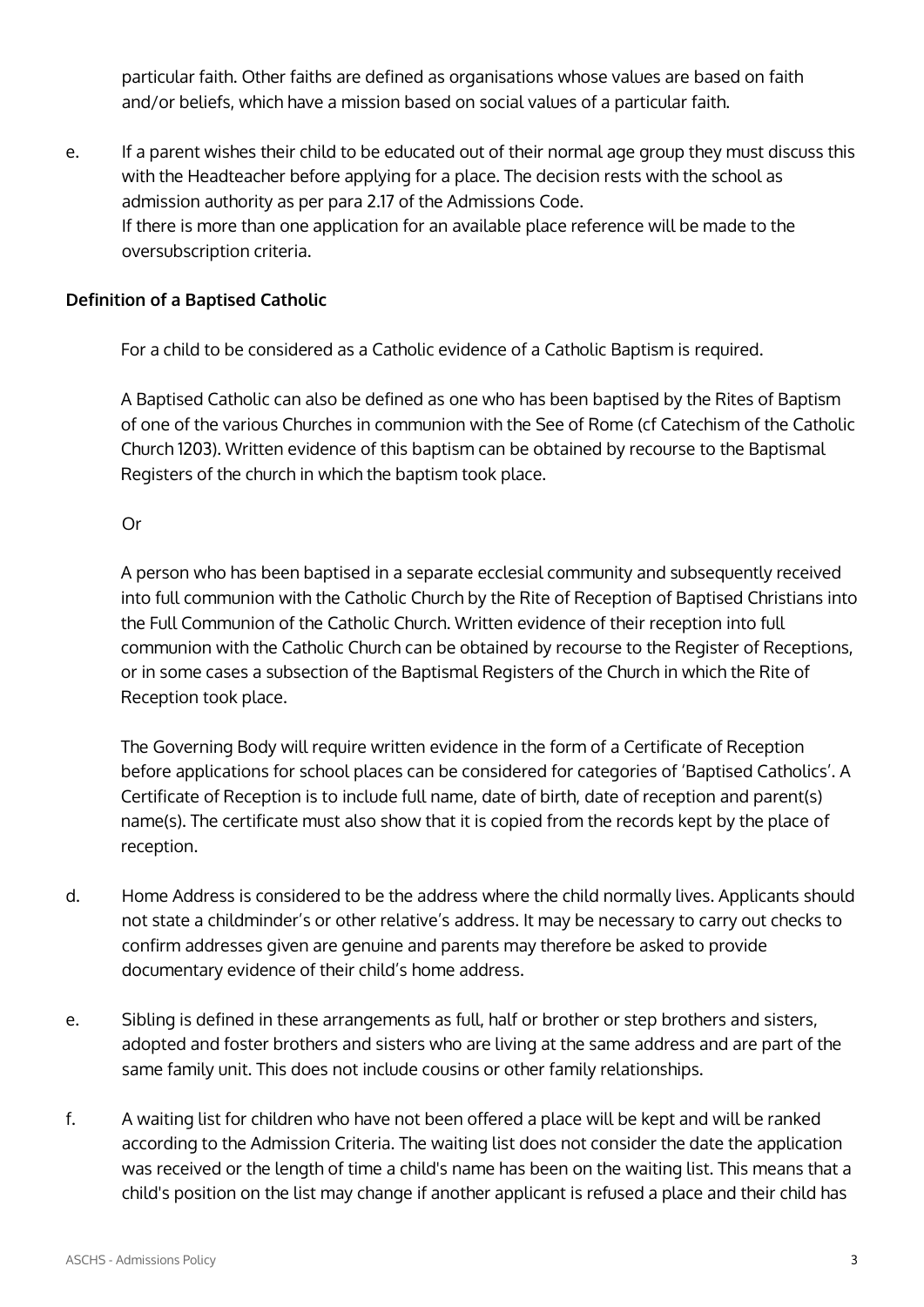particular faith. Other faiths are defined as organisations whose values are based on faith and/or beliefs, which have a mission based on social values of a particular faith.

e. If a parent wishes their child to be educated out of their normal age group they must discuss this with the Headteacher before applying for a place. The decision rests with the school as admission authority as per para 2.17 of the Admissions Code.
If there is more than one application for an available place reference will be made to the oversubscription criteria.

**Definition of a Baptised Catholic**

For a child to be considered as a Catholic evidence of a Catholic Baptism is required.

A Baptised Catholic can also be defined as one who has been baptised by the Rites of Baptism of one of the various Churches in communion with the See of Rome (cf Catechism of the Catholic Church 1203). Written evidence of this baptism can be obtained by recourse to the Baptismal Registers of the church in which the baptism took place.

Or

A person who has been baptised in a separate ecclesial community and subsequently received into full communion with the Catholic Church by the Rite of Reception of Baptised Christians into the Full Communion of the Catholic Church. Written evidence of their reception into full communion with the Catholic Church can be obtained by recourse to the Register of Receptions, or in some cases a subsection of the Baptismal Registers of the Church in which the Rite of Reception took place.

The Governing Body will require written evidence in the form of a Certificate of Reception before applications for school places can be considered for categories of 'Baptised Catholics'. A Certificate of Reception is to include full name, date of birth, date of reception and parent(s) name(s). The certificate must also show that it is copied from the records kept by the place of reception.

d. Home Address is considered to be the address where the child normally lives. Applicants should not state a childminder's or other relative's address. It may be necessary to carry out checks to confirm addresses given are genuine and parents may therefore be asked to provide documentary evidence of their child's home address.

e. Sibling is defined in these arrangements as full, half or brother or step brothers and sisters, adopted and foster brothers and sisters who are living at the same address and are part of the same family unit. This does not include cousins or other family relationships.

f. A waiting list for children who have not been offered a place will be kept and will be ranked according to the Admission Criteria. The waiting list does not consider the date the application was received or the length of time a child's name has been on the waiting list. This means that a child's position on the list may change if another applicant is refused a place and their child has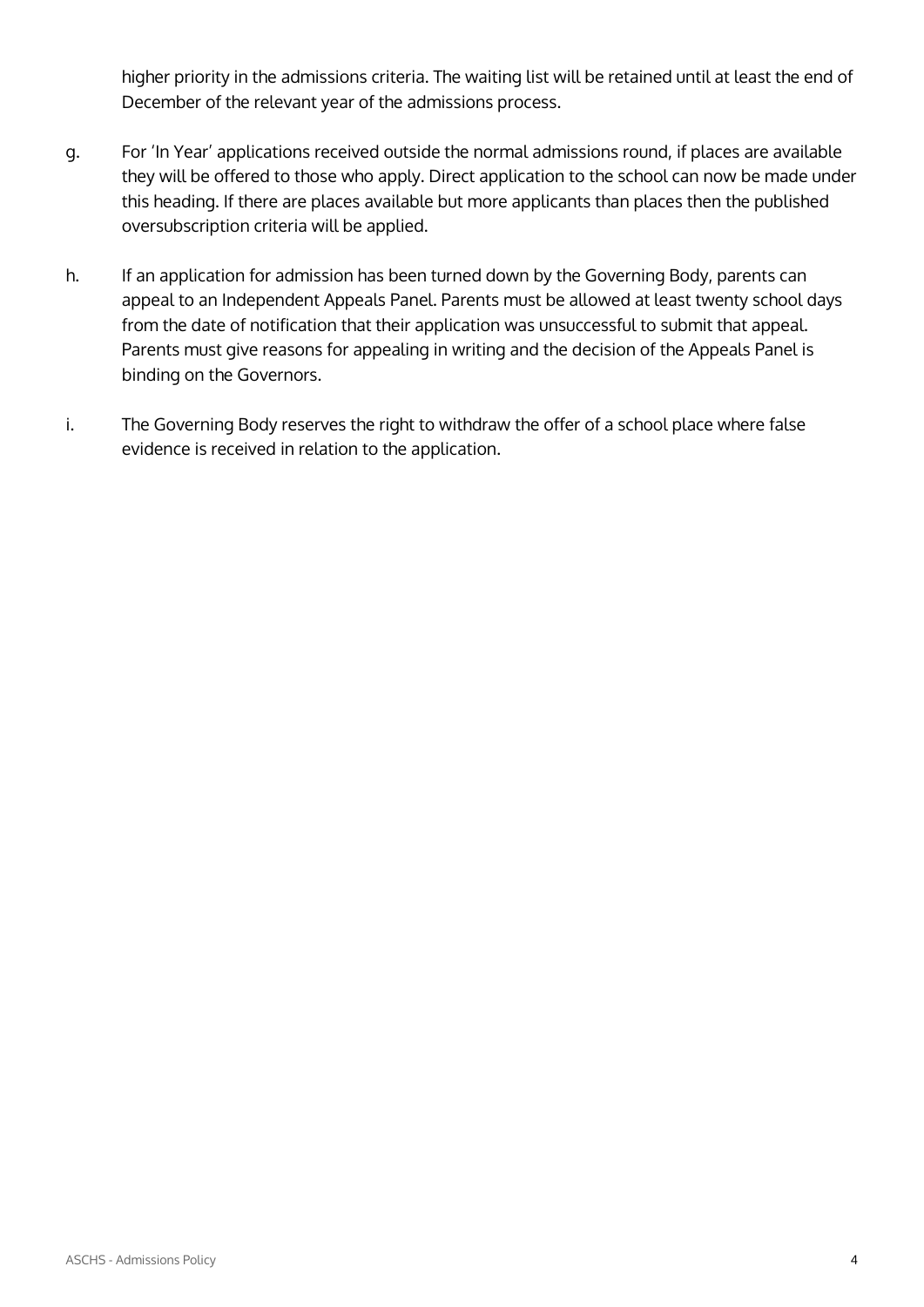higher priority in the admissions criteria. The waiting list will be retained until at least the end of December of the relevant year of the admissions process.

g. For 'In Year' applications received outside the normal admissions round, if places are available they will be offered to those who apply. Direct application to the school can now be made under this heading. If there are places available but more applicants than places then the published oversubscription criteria will be applied.

h. If an application for admission has been turned down by the Governing Body, parents can appeal to an Independent Appeals Panel. Parents must be allowed at least twenty school days from the date of notification that their application was unsuccessful to submit that appeal. Parents must give reasons for appealing in writing and the decision of the Appeals Panel is binding on the Governors.

i. The Governing Body reserves the right to withdraw the offer of a school place where false evidence is received in relation to the application.